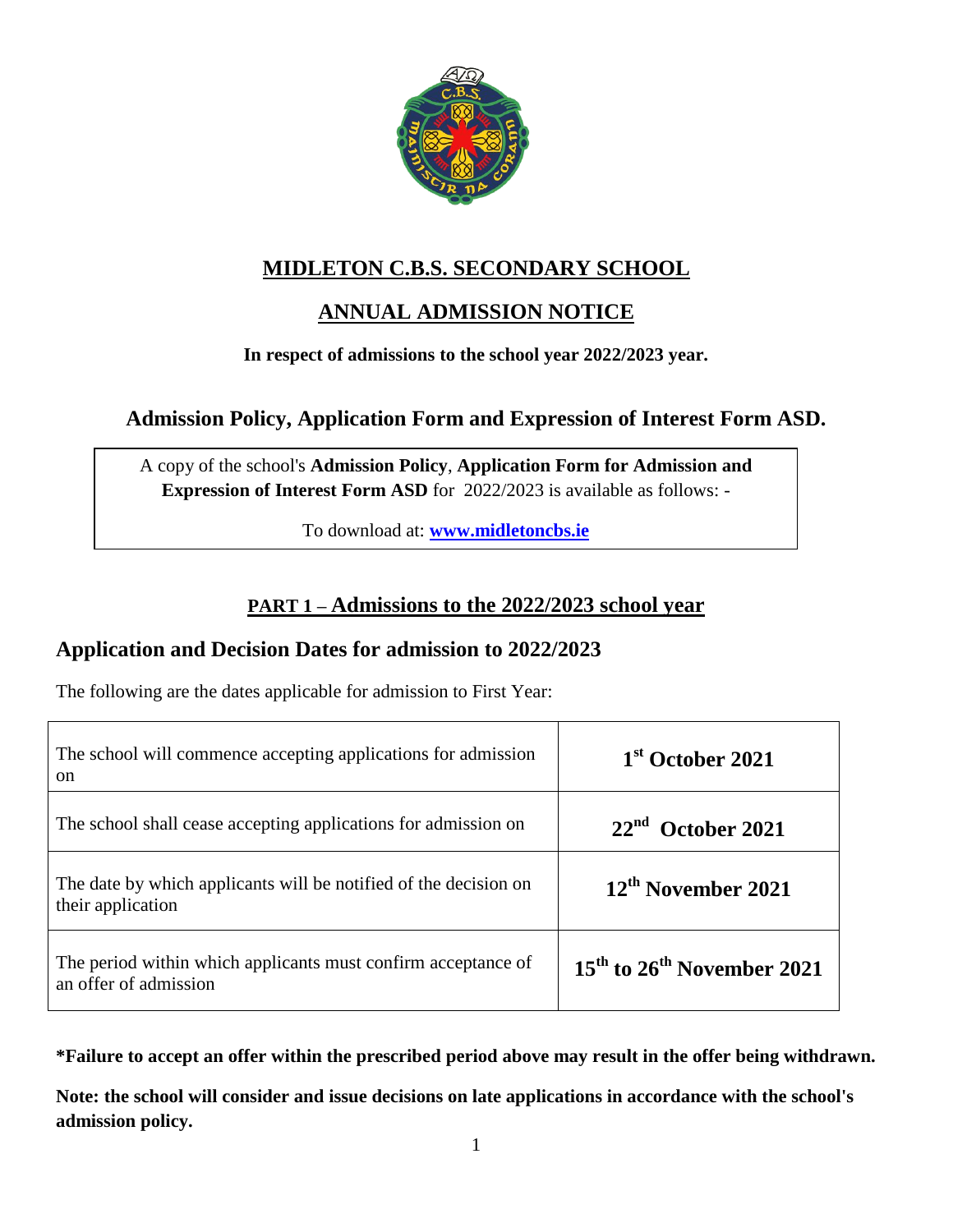# MIDLETON C.B.S. SECONDARY SCHOOL

# ANNUAL ADMISSION NOTICE

**In respect of admissions to the school year 2022/2023 year.**

## Admission Policy, Application Form and Expression of Interest Form ASD.

A copy of the school's **Admission Policy**, **Application Form for Admission and Expression of Interest Form ASD** for 2022/2023 is available as follows: -

To download at: **[www.midletoncbs.ie](http://www.midletoncbs.ie)**

## PART 1 – Admissions to the 2022/2023 school year

### Application and Decision Dates for admission to 2022/2023

The following are the dates applicable for admission to First Year:

| | |
|---|---|
| The school will commence accepting applications for admission on | **1st October 2021** |
| The school shall cease accepting applications for admission on | **22nd October 2021** |
| The date by which applicants will be notified of the decision on their application | **12th November 2021** |
| The period within which applicants must confirm acceptance of an offer of admission | **15th to 26th November 2021** |

***Failure to accept an offer within the prescribed period above may result in the offer being withdrawn.**

**Note: the school will consider and issue decisions on late applications in accordance with the school's admission policy.**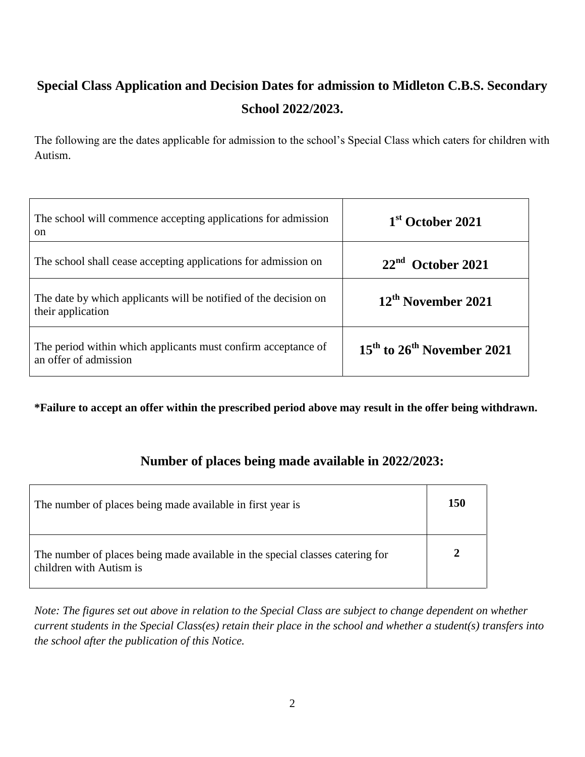# Special Class Application and Decision Dates for admission to Midleton C.B.S. Secondary School 2022/2023.

The following are the dates applicable for admission to the school's Special Class which caters for children with Autism.

| | |
|---|---|
| The school will commence accepting applications for admission on | **1st October 2021** |
| The school shall cease accepting applications for admission on | **22nd October 2021** |
| The date by which applicants will be notified of the decision on their application | **12th November 2021** |
| The period within which applicants must confirm acceptance of an offer of admission | **15th to 26th November 2021** |

**\*Failure to accept an offer within the prescribed period above may result in the offer being withdrawn.**

## Number of places being made available in 2022/2023:

| | |
|---|---|
| The number of places being made available in first year is | **150** |
| The number of places being made available in the special classes catering for children with Autism is | **2** |

*Note: The figures set out above in relation to the Special Class are subject to change dependent on whether current students in the Special Class(es) retain their place in the school and whether a student(s) transfers into the school after the publication of this Notice.*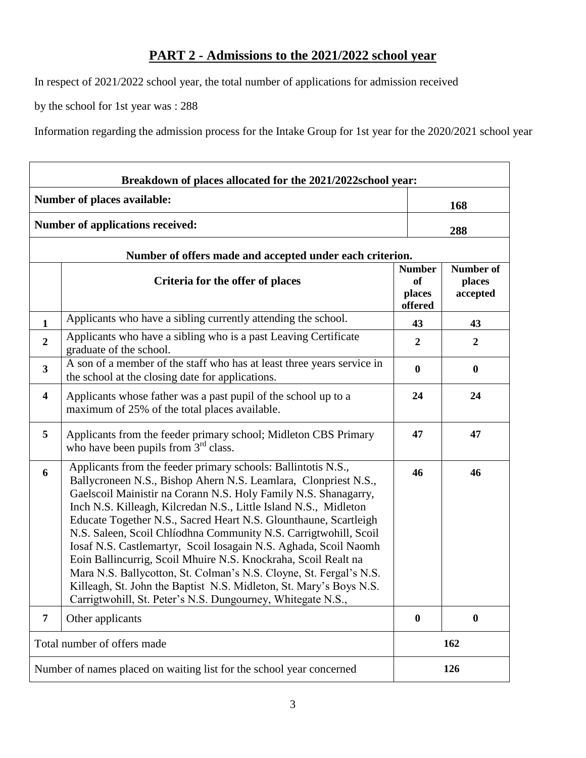## PART 2 - Admissions to the 2021/2022 school year

In respect of 2021/2022 school year, the total number of applications for admission received

by the school for 1st year was : 288

Information regarding the admission process for the Intake Group for 1st year for the 2020/2021 school year

| **Breakdown of places allocated for the 2021/2022school year:** | | | |
|---|---|---|---|
| **Number of places available:** | | **168** | |
| **Number of applications received:** | | **288** | |
| **Number of offers made and accepted under each criterion.** | | | |
| | **Criteria for the offer of places** | **Number of places offered** | **Number of places accepted** |
| **1** | Applicants who have a sibling currently attending the school. | **43** | **43** |
| **2** | Applicants who have a sibling who is a past Leaving Certificate graduate of the school. | **2** | **2** |
| **3** | A son of a member of the staff who has at least three years service in the school at the closing date for applications. | **0** | **0** |
| **4** | Applicants whose father was a past pupil of the school up to a maximum of 25% of the total places available. | **24** | **24** |
| **5** | Applicants from the feeder primary school; Midleton CBS Primary who have been pupils from 3rd class. | **47** | **47** |
| **6** | Applicants from the feeder primary schools: Ballintotis N.S., Ballycroneen N.S., Bishop Ahern N.S. Leamlara, Clonpriest N.S., Gaelscoil Mainistir na Corann N.S. Holy Family N.S. Shanagarry, Inch N.S. Killeagh, Kilcredan N.S., Little Island N.S., Midleton Educate Together N.S., Sacred Heart N.S. Glounthaune, Scartleigh N.S. Saleen, Scoil Chlíodhna Community N.S. Carrigtwohill, Scoil Iosaf N.S. Castlemartyr, Scoil Iosagain N.S. Aghada, Scoil Naomh Eoin Ballincurrig, Scoil Mhuire N.S. Knockraha, Scoil Realt na Mara N.S. Ballycotton, St. Colman's N.S. Cloyne, St. Fergal's N.S. Killeagh, St. John the Baptist N.S. Midleton, St. Mary's Boys N.S. Carrigtwohill, St. Peter's N.S. Dungourney, Whitegate N.S., | **46** | **46** |
| **7** | Other applicants | **0** | **0** |
| Total number of offers made | | **162** | |
| Number of names placed on waiting list for the school year concerned | | **126** | |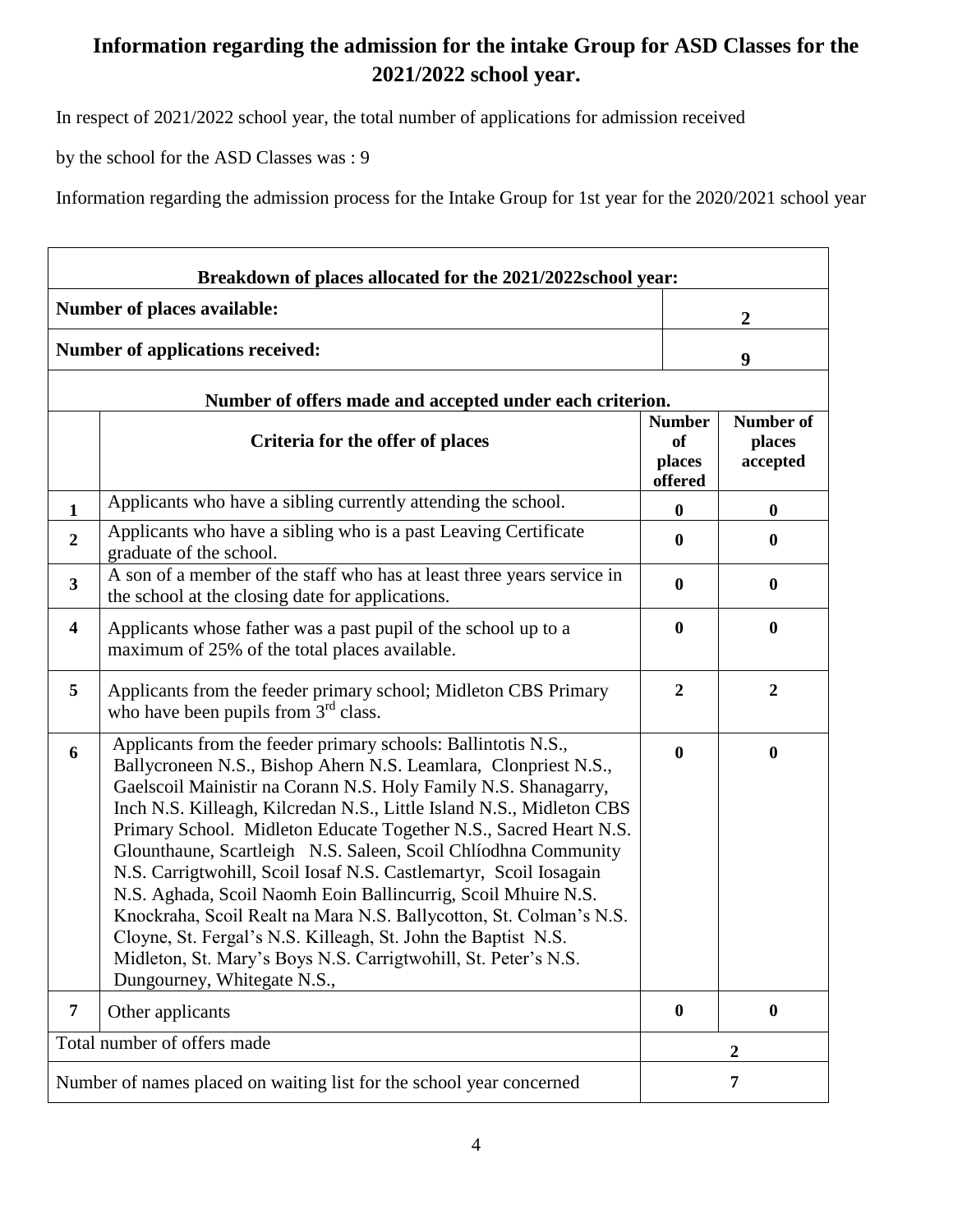# Information regarding the admission for the intake Group for ASD Classes for the 2021/2022 school year.

In respect of 2021/2022 school year, the total number of applications for admission received

by the school for the ASD Classes was : 9

Information regarding the admission process for the Intake Group for 1st year for the 2020/2021 school year

| **Breakdown of places allocated for the 2021/2022school year:** | | | |
|---|---|---|---|
| **Number of places available:** | | **2** | |
| **Number of applications received:** | | **9** | |
| **Number of offers made and accepted under each criterion.** | | | |
| | **Criteria for the offer of places** | **Number of places offered** | **Number of places accepted** |
| **1** | Applicants who have a sibling currently attending the school. | **0** | **0** |
| **2** | Applicants who have a sibling who is a past Leaving Certificate graduate of the school. | **0** | **0** |
| **3** | A son of a member of the staff who has at least three years service in the school at the closing date for applications. | **0** | **0** |
| **4** | Applicants whose father was a past pupil of the school up to a maximum of 25% of the total places available. | **0** | **0** |
| **5** | Applicants from the feeder primary school; Midleton CBS Primary who have been pupils from 3rd class. | **2** | **2** |
| **6** | Applicants from the feeder primary schools: Ballintotis N.S., Ballycroneen N.S., Bishop Ahern N.S. Leamlara, Clonpriest N.S., Gaelscoil Mainistir na Corann N.S. Holy Family N.S. Shanagarry, Inch N.S. Killeagh, Kilcredan N.S., Little Island N.S., Midleton CBS Primary School. Midleton Educate Together N.S., Sacred Heart N.S. Glounthaune, Scartleigh N.S. Saleen, Scoil Chlíodhna Community N.S. Carrigtwohill, Scoil Iosaf N.S. Castlemartyr, Scoil Iosagain N.S. Aghada, Scoil Naomh Eoin Ballincurrig, Scoil Mhuire N.S. Knockraha, Scoil Realt na Mara N.S. Ballycotton, St. Colman's N.S. Cloyne, St. Fergal's N.S. Killeagh, St. John the Baptist N.S. Midleton, St. Mary's Boys N.S. Carrigtwohill, St. Peter's N.S. Dungourney, Whitegate N.S., | **0** | **0** |
| **7** | Other applicants | **0** | **0** |
| Total number of offers made | | **2** | |
| Number of names placed on waiting list for the school year concerned | | **7** | |